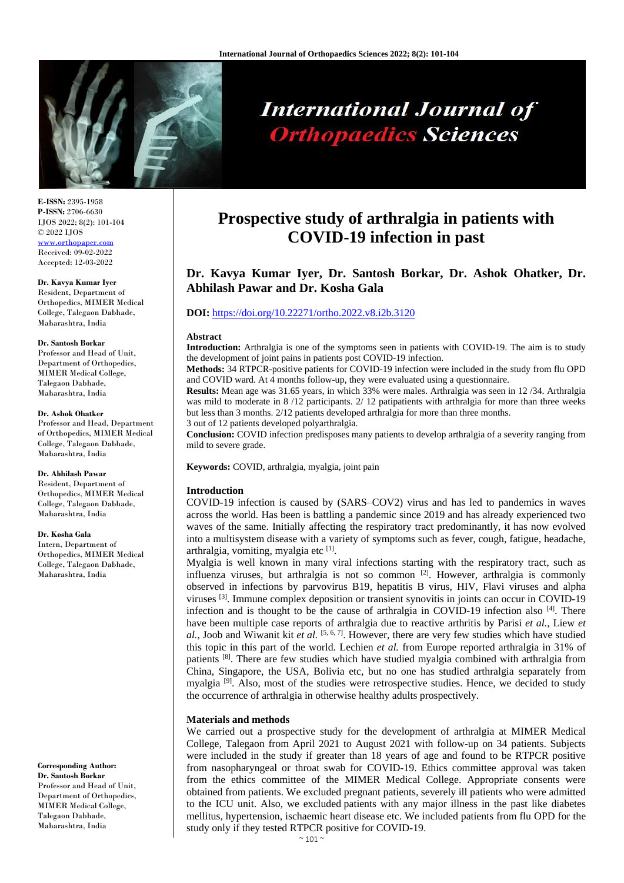# Prospective study of arthralgia in patients with COVID-19 infection in past

**Dr. Kavya Kumar Iyer, Dr. Santosh Borkar, Dr. Ashok Ohatker, Dr. Abhilash Pawar and Dr. Kosha Gala**

**DOI:** https://doi.org/10.22271/ortho.2022.v8.i2b.3120

**E-ISSN:** 2395-1958
**P-ISSN:** 2706-6630
IJOS 2022; 8(2): 101-104
© 2022 IJOS
www.orthopaper.com
Received: 09-02-2022
Accepted: 12-03-2022

**Dr. Kavya Kumar Iyer**
Resident, Department of Orthopedics, MIMER Medical College, Talegaon Dabhade, Maharashtra, India

**Dr. Santosh Borkar**
Professor and Head of Unit, Department of Orthopedics, MIMER Medical College, Talegaon Dabhade, Maharashtra, India

**Dr. Ashok Ohatker**
Professor and Head, Department of Orthopedics, MIMER Medical College, Talegaon Dabhade, Maharashtra, India

**Dr. Abhilash Pawar**
Resident, Department of Orthopedics, MIMER Medical College, Talegaon Dabhade, Maharashtra, India

**Dr. Kosha Gala**
Intern, Department of Orthopedics, MIMER Medical College, Talegaon Dabhade, Maharashtra, India

**Corresponding Author:**
**Dr. Santosh Borkar**
Professor and Head of Unit, Department of Orthopedics, MIMER Medical College, Talegaon Dabhade, Maharashtra, India

## Abstract

**Introduction:** Arthralgia is one of the symptoms seen in patients with COVID-19. The aim is to study the development of joint pains in patients post COVID-19 infection.

**Methods:** 34 RTPCR-positive patients for COVID-19 infection were included in the study from flu OPD and COVID ward. At 4 months follow-up, they were evaluated using a questionnaire.

**Results:** Mean age was 31.65 years, in which 33% were males. Arthralgia was seen in 12 /34. Arthralgia was mild to moderate in 8 /12 participants. 2/ 12 patipatients with arthralgia for more than three weeks but less than 3 months. 2/12 patients developed arthralgia for more than three months.

3 out of 12 patients developed polyarthralgia.

**Conclusion:** COVID infection predisposes many patients to develop arthralgia of a severity ranging from mild to severe grade.

**Keywords:** COVID, arthralgia, myalgia, joint pain

## Introduction

COVID-19 infection is caused by (SARS–COV2) virus and has led to pandemics in waves across the world. Has been is battling a pandemic since 2019 and has already experienced two waves of the same. Initially affecting the respiratory tract predominantly, it has now evolved into a multisystem disease with a variety of symptoms such as fever, cough, fatigue, headache, arthralgia, vomiting, myalgia etc [1].

Myalgia is well known in many viral infections starting with the respiratory tract, such as influenza viruses, but arthralgia is not so common [2]. However, arthralgia is commonly observed in infections by parvovirus B19, hepatitis B virus, HIV, Flavi viruses and alpha viruses [3]. Immune complex deposition or transient synovitis in joints can occur in COVID-19 infection and is thought to be the cause of arthralgia in COVID-19 infection also [4]. There have been multiple case reports of arthralgia due to reactive arthritis by Parisi *et al.*, Liew *et al.*, Joob and Wiwanit kit *et al.* [5, 6, 7]. However, there are very few studies which have studied this topic in this part of the world. Lechien *et al.* from Europe reported arthralgia in 31% of patients [8]. There are few studies which have studied myalgia combined with arthralgia from China, Singapore, the USA, Bolivia etc, but no one has studied arthralgia separately from myalgia [9]. Also, most of the studies were retrospective studies. Hence, we decided to study the occurrence of arthralgia in otherwise healthy adults prospectively.

## Materials and methods

We carried out a prospective study for the development of arthralgia at MIMER Medical College, Talegaon from April 2021 to August 2021 with follow-up on 34 patients. Subjects were included in the study if greater than 18 years of age and found to be RTPCR positive from nasopharyngeal or throat swab for COVID-19. Ethics committee approval was taken from the ethics committee of the MIMER Medical College. Appropriate consents were obtained from patients. We excluded pregnant patients, severely ill patients who were admitted to the ICU unit. Also, we excluded patients with any major illness in the past like diabetes mellitus, hypertension, ischaemic heart disease etc. We included patients from flu OPD for the study only if they tested RTPCR positive for COVID-19.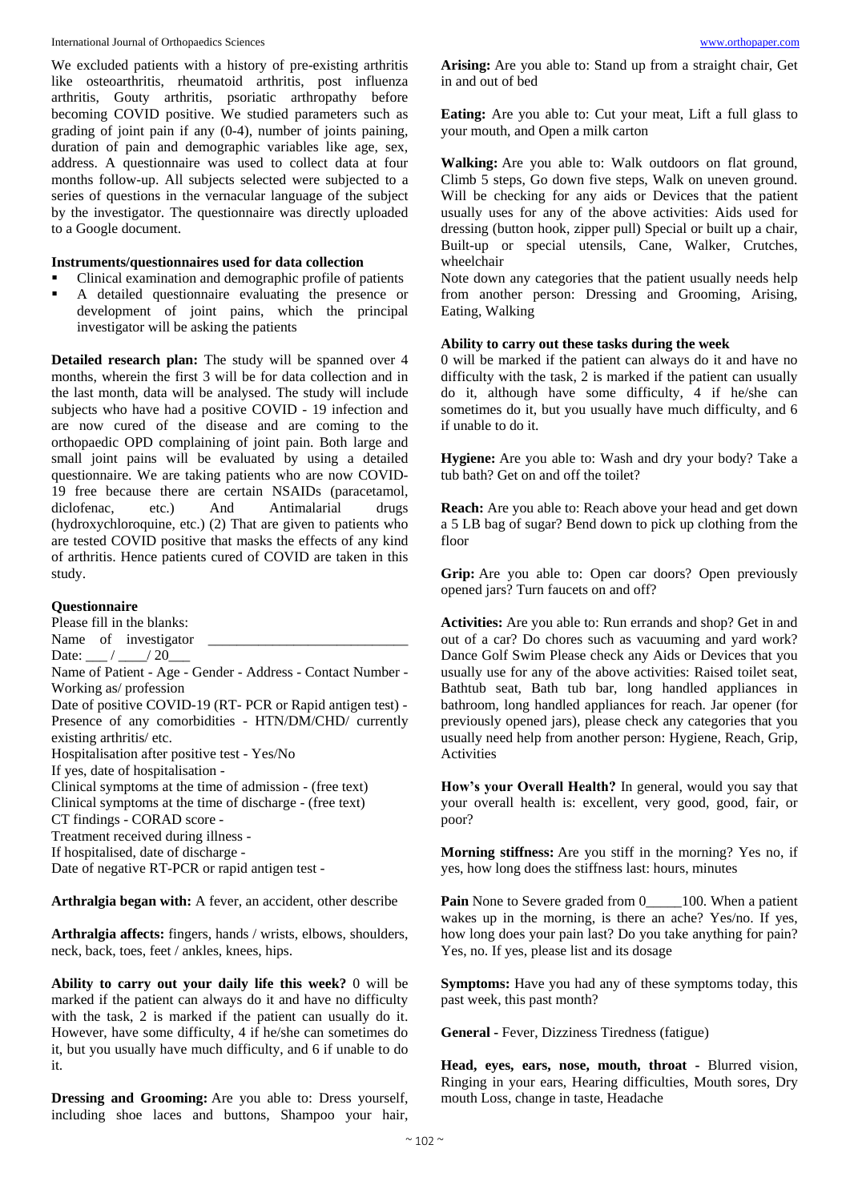We excluded patients with a history of pre-existing arthritis like osteoarthritis, rheumatoid arthritis, post influenza arthritis, Gouty arthritis, psoriatic arthropathy before becoming COVID positive. We studied parameters such as grading of joint pain if any (0-4), number of joints paining, duration of pain and demographic variables like age, sex, address. A questionnaire was used to collect data at four months follow-up. All subjects selected were subjected to a series of questions in the vernacular language of the subject by the investigator. The questionnaire was directly uploaded to a Google document.

**Instruments/questionnaires used for data collection**

- Clinical examination and demographic profile of patients
- A detailed questionnaire evaluating the presence or development of joint pains, which the principal investigator will be asking the patients

**Detailed research plan:** The study will be spanned over 4 months, wherein the first 3 will be for data collection and in the last month, data will be analysed. The study will include subjects who have had a positive COVID - 19 infection and are now cured of the disease and are coming to the orthopaedic OPD complaining of joint pain. Both large and small joint pains will be evaluated by using a detailed questionnaire. We are taking patients who are now COVID-19 free because there are certain NSAIDs (paracetamol, diclofenac, etc.) And Antimalarial drugs (hydroxychloroquine, etc.) (2) That are given to patients who are tested COVID positive that masks the effects of any kind of arthritis. Hence patients cured of COVID are taken in this study.

**Questionnaire**

Please fill in the blanks:

Name of investigator ____________________________

Date: ___ / ____/ 20___

Name of Patient - Age - Gender - Address - Contact Number - Working as/ profession

Date of positive COVID-19 (RT- PCR or Rapid antigen test) - Presence of any comorbidities - HTN/DM/CHD/ currently existing arthritis/ etc.

Hospitalisation after positive test - Yes/No

If yes, date of hospitalisation -

Clinical symptoms at the time of admission - (free text)

Clinical symptoms at the time of discharge - (free text)

CT findings - CORAD score -

Treatment received during illness -

If hospitalised, date of discharge -

Date of negative RT-PCR or rapid antigen test -

**Arthralgia began with:** A fever, an accident, other describe

**Arthralgia affects:** fingers, hands / wrists, elbows, shoulders, neck, back, toes, feet / ankles, knees, hips.

**Ability to carry out your daily life this week?** 0 will be marked if the patient can always do it and have no difficulty with the task, 2 is marked if the patient can usually do it. However, have some difficulty, 4 if he/she can sometimes do it, but you usually have much difficulty, and 6 if unable to do it.

**Dressing and Grooming:** Are you able to: Dress yourself, including shoe laces and buttons, Shampoo your hair,

**Arising:** Are you able to: Stand up from a straight chair, Get in and out of bed

**Eating:** Are you able to: Cut your meat, Lift a full glass to your mouth, and Open a milk carton

**Walking:** Are you able to: Walk outdoors on flat ground, Climb 5 steps, Go down five steps, Walk on uneven ground. Will be checking for any aids or Devices that the patient usually uses for any of the above activities: Aids used for dressing (button hook, zipper pull) Special or built up a chair, Built-up or special utensils, Cane, Walker, Crutches, wheelchair

Note down any categories that the patient usually needs help from another person: Dressing and Grooming, Arising, Eating, Walking

**Ability to carry out these tasks during the week**

0 will be marked if the patient can always do it and have no difficulty with the task, 2 is marked if the patient can usually do it, although have some difficulty, 4 if he/she can sometimes do it, but you usually have much difficulty, and 6 if unable to do it.

**Hygiene:** Are you able to: Wash and dry your body? Take a tub bath? Get on and off the toilet?

**Reach:** Are you able to: Reach above your head and get down a 5 LB bag of sugar? Bend down to pick up clothing from the floor

**Grip:** Are you able to: Open car doors? Open previously opened jars? Turn faucets on and off?

**Activities:** Are you able to: Run errands and shop? Get in and out of a car? Do chores such as vacuuming and yard work? Dance Golf Swim Please check any Aids or Devices that you usually use for any of the above activities: Raised toilet seat, Bathtub seat, Bath tub bar, long handled appliances in bathroom, long handled appliances for reach. Jar opener (for previously opened jars), please check any categories that you usually need help from another person: Hygiene, Reach, Grip, Activities

**How's your Overall Health?** In general, would you say that your overall health is: excellent, very good, good, fair, or poor?

**Morning stiffness:** Are you stiff in the morning? Yes no, if yes, how long does the stiffness last: hours, minutes

**Pain** None to Severe graded from 0_____100. When a patient wakes up in the morning, is there an ache? Yes/no. If yes, how long does your pain last? Do you take anything for pain? Yes, no. If yes, please list and its dosage

**Symptoms:** Have you had any of these symptoms today, this past week, this past month?

**General -** Fever, Dizziness Tiredness (fatigue)

**Head, eyes, ears, nose, mouth, throat -** Blurred vision, Ringing in your ears, Hearing difficulties, Mouth sores, Dry mouth Loss, change in taste, Headache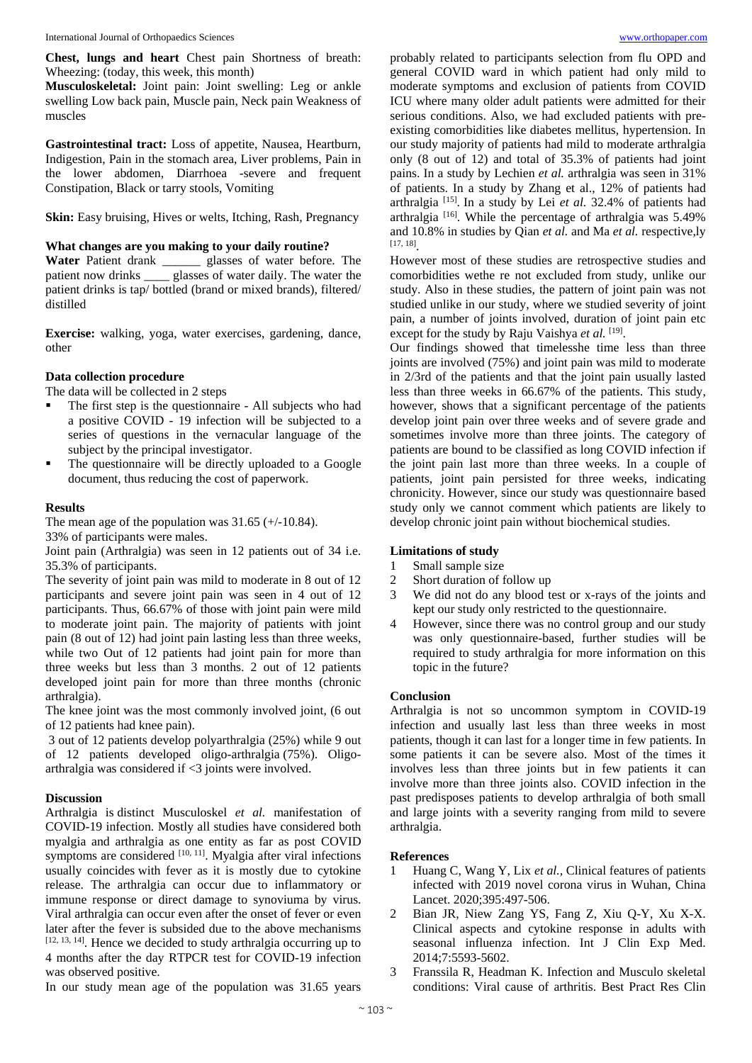**Chest, lungs and heart** Chest pain Shortness of breath: Wheezing: (today, this week, this month)

**Musculoskeletal:** Joint pain: Joint swelling: Leg or ankle swelling Low back pain, Muscle pain, Neck pain Weakness of muscles

**Gastrointestinal tract:** Loss of appetite, Nausea, Heartburn, Indigestion, Pain in the stomach area, Liver problems, Pain in the lower abdomen, Diarrhoea -severe and frequent Constipation, Black or tarry stools, Vomiting

**Skin:** Easy bruising, Hives or welts, Itching, Rash, Pregnancy

#### What changes are you making to your daily routine?

**Water** Patient drank ______ glasses of water before. The patient now drinks ____ glasses of water daily. The water the patient drinks is tap/ bottled (brand or mixed brands), filtered/ distilled

**Exercise:** walking, yoga, water exercises, gardening, dance, other

### Data collection procedure

The data will be collected in 2 steps

- The first step is the questionnaire - All subjects who had a positive COVID - 19 infection will be subjected to a series of questions in the vernacular language of the subject by the principal investigator.
- The questionnaire will be directly uploaded to a Google document, thus reducing the cost of paperwork.

## Results

The mean age of the population was 31.65 (+/-10.84).

33% of participants were males.

Joint pain (Arthralgia) was seen in 12 patients out of 34 i.e. 35.3% of participants.

The severity of joint pain was mild to moderate in 8 out of 12 participants and severe joint pain was seen in 4 out of 12 participants. Thus, 66.67% of those with joint pain were mild to moderate joint pain. The majority of patients with joint pain (8 out of 12) had joint pain lasting less than three weeks, while two Out of 12 patients had joint pain for more than three weeks but less than 3 months. 2 out of 12 patients developed joint pain for more than three months (chronic arthralgia).

The knee joint was the most commonly involved joint, (6 out of 12 patients had knee pain).

3 out of 12 patients develop polyarthralgia (25%) while 9 out of 12 patients developed oligo-arthralgia (75%). Oligo-arthralgia was considered if <3 joints were involved.

## Discussion

Arthralgia is distinct Musculoskel *et al.* manifestation of COVID-19 infection. Mostly all studies have considered both myalgia and arthralgia as one entity as far as post COVID symptoms are considered [10, 11]. Myalgia after viral infections usually coincides with fever as it is mostly due to cytokine release. The arthralgia can occur due to inflammatory or immune response or direct damage to synoviuma by virus. Viral arthralgia can occur even after the onset of fever or even later after the fever is subsided due to the above mechanisms [12, 13, 14]. Hence we decided to study arthralgia occurring up to 4 months after the day RTPCR test for COVID-19 infection was observed positive.

In our study mean age of the population was 31.65 years probably related to participants selection from flu OPD and general COVID ward in which patient had only mild to moderate symptoms and exclusion of patients from COVID ICU where many older adult patients were admitted for their serious conditions. Also, we had excluded patients with pre-existing comorbidities like diabetes mellitus, hypertension. In our study majority of patients had mild to moderate arthralgia only (8 out of 12) and total of 35.3% of patients had joint pains. In a study by Lechien *et al.* arthralgia was seen in 31% of patients. In a study by Zhang et al., 12% of patients had arthralgia [15]. In a study by Lei *et al.* 32.4% of patients had arthralgia [16]. While the percentage of arthralgia was 5.49% and 10.8% in studies by Qian *et al.* and Ma *et al.* respective,ly [17, 18].

However most of these studies are retrospective studies and comorbidities wethe re not excluded from study, unlike our study. Also in these studies, the pattern of joint pain was not studied unlike in our study, where we studied severity of joint pain, a number of joints involved, duration of joint pain etc except for the study by Raju Vaishya *et al.* [19].

Our findings showed that timelesshe time less than three joints are involved (75%) and joint pain was mild to moderate in 2/3rd of the patients and that the joint pain usually lasted less than three weeks in 66.67% of the patients. This study, however, shows that a significant percentage of the patients develop joint pain over three weeks and of severe grade and sometimes involve more than three joints. The category of patients are bound to be classified as long COVID infection if the joint pain last more than three weeks. In a couple of patients, joint pain persisted for three weeks, indicating chronicity. However, since our study was questionnaire based study only we cannot comment which patients are likely to develop chronic joint pain without biochemical studies.

### Limitations of study

1. Small sample size
2. Short duration of follow up
3. We did not do any blood test or x-rays of the joints and kept our study only restricted to the questionnaire.
4. However, since there was no control group and our study was only questionnaire-based, further studies will be required to study arthralgia for more information on this topic in the future?

## Conclusion

Arthralgia is not so uncommon symptom in COVID-19 infection and usually last less than three weeks in most patients, though it can last for a longer time in few patients. In some patients it can be severe also. Most of the times it involves less than three joints but in few patients it can involve more than three joints also. COVID infection in the past predisposes patients to develop arthralgia of both small and large joints with a severity ranging from mild to severe arthralgia.

## References

1. Huang C, Wang Y, Lix *et al.,* Clinical features of patients infected with 2019 novel corona virus in Wuhan, China Lancet. 2020;395:497-506.
2. Bian JR, Niew Zang YS, Fang Z, Xiu Q-Y, Xu X-X. Clinical aspects and cytokine response in adults with seasonal influenza infection. Int J Clin Exp Med. 2014;7:5593-5602.
3. Franssila R, Headman K. Infection and Musculo skeletal conditions: Viral cause of arthritis. Best Pract Res Clin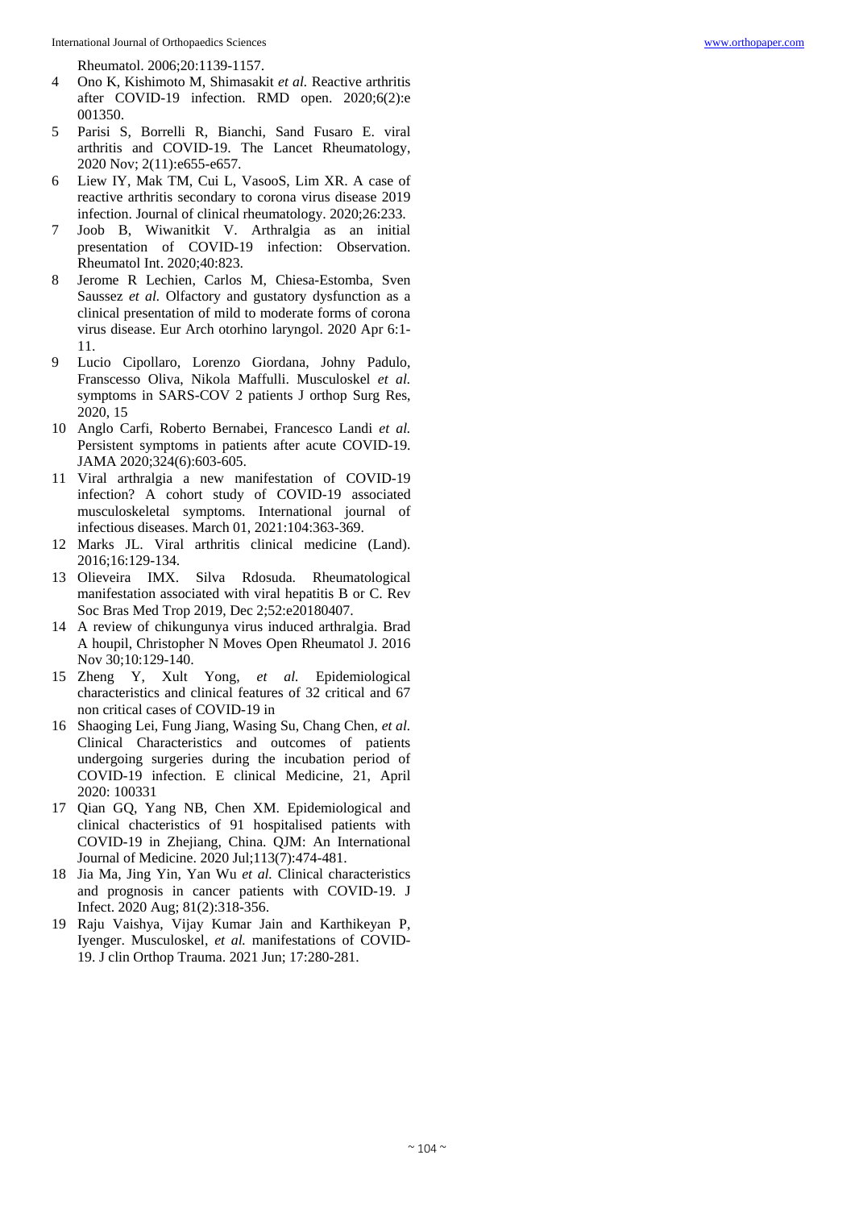Rheumatol. 2006;20:1139-1157.

4. Ono K, Kishimoto M, Shimasakit *et al.* Reactive arthritis after COVID-19 infection. RMD open. 2020;6(2):e 001350.
5. Parisi S, Borrelli R, Bianchi, Sand Fusaro E. viral arthritis and COVID-19. The Lancet Rheumatology, 2020 Nov; 2(11):e655-e657.
6. Liew IY, Mak TM, Cui L, VasooS, Lim XR. A case of reactive arthritis secondary to corona virus disease 2019 infection. Journal of clinical rheumatology. 2020;26:233.
7. Joob B, Wiwanitkit V. Arthralgia as an initial presentation of COVID-19 infection: Observation. Rheumatol Int. 2020;40:823.
8. Jerome R Lechien, Carlos M, Chiesa-Estomba, Sven Saussez *et al.* Olfactory and gustatory dysfunction as a clinical presentation of mild to moderate forms of corona virus disease. Eur Arch otorhino laryngol. 2020 Apr 6:1-11.
9. Lucio Cipollaro, Lorenzo Giordana, Johny Padulo, Franscesso Oliva, Nikola Maffulli. Musculoskel *et al.* symptoms in SARS-COV 2 patients J orthop Surg Res, 2020, 15
10. Anglo Carfi, Roberto Bernabei, Francesco Landi *et al.* Persistent symptoms in patients after acute COVID-19. JAMA 2020;324(6):603-605.
11. Viral arthralgia a new manifestation of COVID-19 infection? A cohort study of COVID-19 associated musculoskeletal symptoms. International journal of infectious diseases. March 01, 2021:104:363-369.
12. Marks JL. Viral arthritis clinical medicine (Land). 2016;16:129-134.
13. Olieveira IMX. Silva Rdosuda. Rheumatological manifestation associated with viral hepatitis B or C. Rev Soc Bras Med Trop 2019, Dec 2;52:e20180407.
14. A review of chikungunya virus induced arthralgia. Brad A houpil, Christopher N Moves Open Rheumatol J. 2016 Nov 30;10:129-140.
15. Zheng Y, Xult Yong, *et al.* Epidemiological characteristics and clinical features of 32 critical and 67 non critical cases of COVID-19 in
16. Shaoging Lei, Fung Jiang, Wasing Su, Chang Chen, *et al.* Clinical Characteristics and outcomes of patients undergoing surgeries during the incubation period of COVID-19 infection. E clinical Medicine, 21, April 2020: 100331
17. Qian GQ, Yang NB, Chen XM. Epidemiological and clinical chacteristics of 91 hospitalised patients with COVID-19 in Zhejiang, China. QJM: An International Journal of Medicine. 2020 Jul;113(7):474-481.
18. Jia Ma, Jing Yin, Yan Wu *et al.* Clinical characteristics and prognosis in cancer patients with COVID-19. J Infect. 2020 Aug; 81(2):318-356.
19. Raju Vaishya, Vijay Kumar Jain and Karthikeyan P, Iyenger. Musculoskel, *et al.* manifestations of COVID-19. J clin Orthop Trauma. 2021 Jun; 17:280-281.